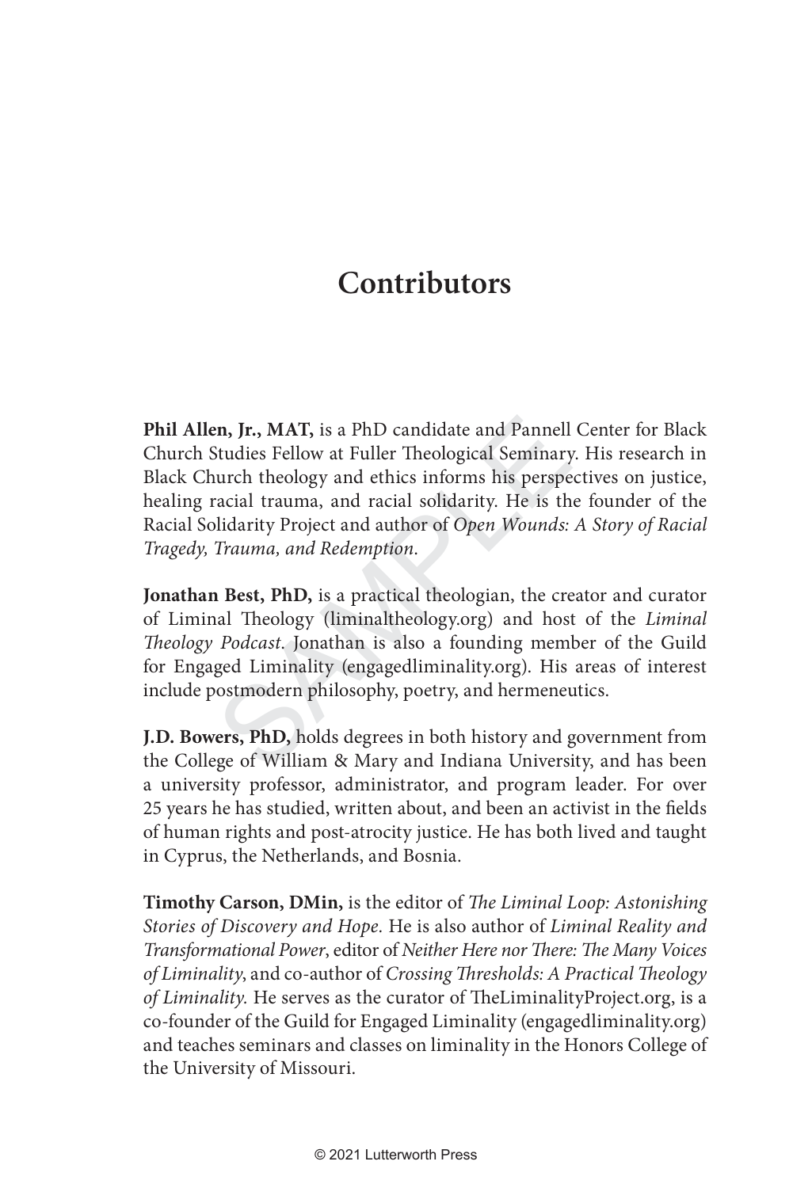# Contributors

**Phil Allen, Jr., MAT,** is a PhD candidate and Pannell Center for Black Church Studies Fellow at Fuller Theological Seminary. His research in Black Church theology and ethics informs his perspectives on justice, healing racial trauma, and racial solidarity. He is the founder of the Racial Solidarity Project and author of *Open Wounds: A Story of Racial Tragedy, Trauma, and Redemption*.

**Jonathan Best, PhD,** is a practical theologian, the creator and curator of Liminal Theology (liminaltheology.org) and host of the *Liminal Theology Podcast*. Jonathan is also a founding member of the Guild for Engaged Liminality (engagedliminality.org). His areas of interest include postmodern philosophy, poetry, and hermeneutics.

**J.D. Bowers, PhD,** holds degrees in both history and government from the College of William & Mary and Indiana University, and has been a university professor, administrator, and program leader. For over 25 years he has studied, written about, and been an activist in the fields of human rights and post-atrocity justice. He has both lived and taught in Cyprus, the Netherlands, and Bosnia.

**Timothy Carson, DMin,** is the editor of *The Liminal Loop: Astonishing Stories of Discovery and Hope.* He is also author of *Liminal Reality and Transformational Power*, editor of *Neither Here nor There: The Many Voices of Liminality*, and co-author of *Crossing Thresholds: A Practical Theology of Liminality.* He serves as the curator of TheLiminalityProject.org, is a co-founder of the Guild for Engaged Liminality (engagedliminality.org) and teaches seminars and classes on liminality in the Honors College of the University of Missouri.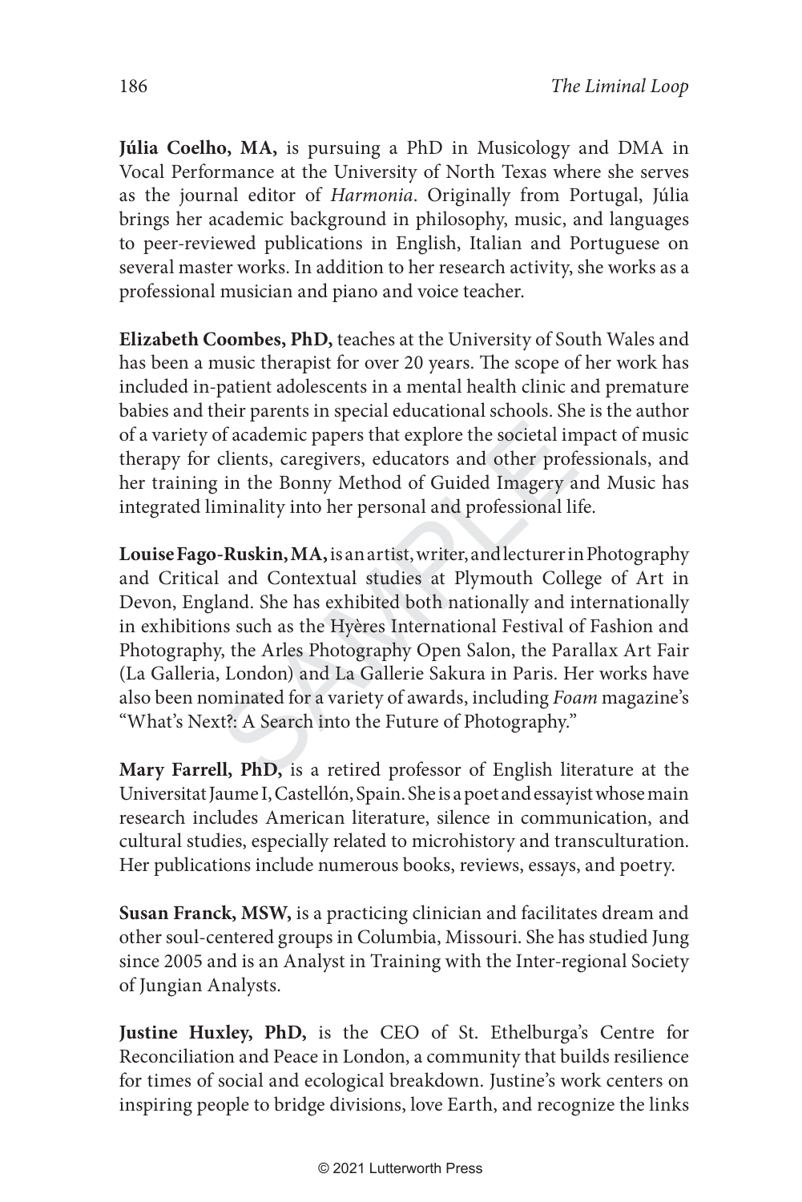**Júlia Coelho, MA,** is pursuing a PhD in Musicology and DMA in Vocal Performance at the University of North Texas where she serves as the journal editor of *Harmonia*. Originally from Portugal, Júlia brings her academic background in philosophy, music, and languages to peer-reviewed publications in English, Italian and Portuguese on several master works. In addition to her research activity, she works as a professional musician and piano and voice teacher.

**Elizabeth Coombes, PhD,** teaches at the University of South Wales and has been a music therapist for over 20 years. The scope of her work has included in-patient adolescents in a mental health clinic and premature babies and their parents in special educational schools. She is the author of a variety of academic papers that explore the societal impact of music therapy for clients, caregivers, educators and other professionals, and her training in the Bonny Method of Guided Imagery and Music has integrated liminality into her personal and professional life.

**Louise Fago-Ruskin, MA,** is an artist, writer, and lecturer in Photography and Critical and Contextual studies at Plymouth College of Art in Devon, England. She has exhibited both nationally and internationally in exhibitions such as the Hyères International Festival of Fashion and Photography, the Arles Photography Open Salon, the Parallax Art Fair (La Galleria, London) and La Gallerie Sakura in Paris. Her works have also been nominated for a variety of awards, including *Foam* magazine's "What's Next?: A Search into the Future of Photography."

**Mary Farrell, PhD,** is a retired professor of English literature at the Universitat Jaume I, Castellón, Spain. She is a poet and essayist whose main research includes American literature, silence in communication, and cultural studies, especially related to microhistory and transculturation. Her publications include numerous books, reviews, essays, and poetry.

**Susan Franck, MSW,** is a practicing clinician and facilitates dream and other soul-centered groups in Columbia, Missouri. She has studied Jung since 2005 and is an Analyst in Training with the Inter-regional Society of Jungian Analysts.

**Justine Huxley, PhD,** is the CEO of St. Ethelburga's Centre for Reconciliation and Peace in London, a community that builds resilience for times of social and ecological breakdown. Justine's work centers on inspiring people to bridge divisions, love Earth, and recognize the links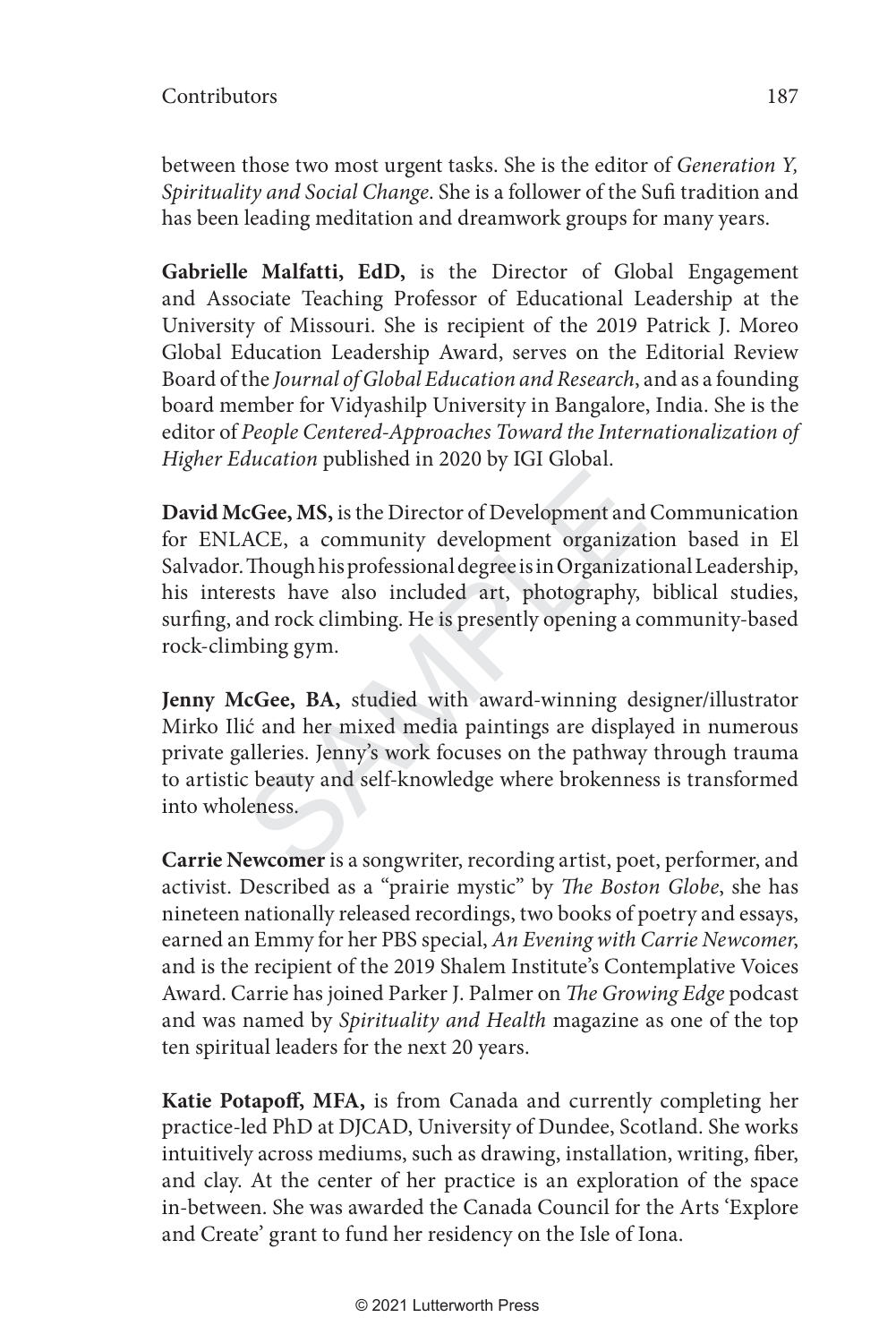between those two most urgent tasks. She is the editor of *Generation Y, Spirituality and Social Change*. She is a follower of the Sufi tradition and has been leading meditation and dreamwork groups for many years.

**Gabrielle Malfatti, EdD,** is the Director of Global Engagement and Associate Teaching Professor of Educational Leadership at the University of Missouri. She is recipient of the 2019 Patrick J. Moreo Global Education Leadership Award, serves on the Editorial Review Board of the *Journal of Global Education and Research*, and as a founding board member for Vidyashilp University in Bangalore, India. She is the editor of *People Centered-Approaches Toward the Internationalization of Higher Education* published in 2020 by IGI Global.

**David McGee, MS,** is the Director of Development and Communication for ENLACE, a community development organization based in El Salvador. Though his professional degree is in Organizational Leadership, his interests have also included art, photography, biblical studies, surfing, and rock climbing. He is presently opening a community-based rock-climbing gym.

**Jenny McGee, BA,** studied with award-winning designer/illustrator Mirko Ilić and her mixed media paintings are displayed in numerous private galleries. Jenny's work focuses on the pathway through trauma to artistic beauty and self-knowledge where brokenness is transformed into wholeness.

**Carrie Newcomer** is a songwriter, recording artist, poet, performer, and activist. Described as a "prairie mystic" by *The Boston Globe*, she has nineteen nationally released recordings, two books of poetry and essays, earned an Emmy for her PBS special, *An Evening with Carrie Newcomer*, and is the recipient of the 2019 Shalem Institute's Contemplative Voices Award. Carrie has joined Parker J. Palmer on *The Growing Edge* podcast and was named by *Spirituality and Health* magazine as one of the top ten spiritual leaders for the next 20 years.

**Katie Potapoff, MFA,** is from Canada and currently completing her practice-led PhD at DJCAD, University of Dundee, Scotland. She works intuitively across mediums, such as drawing, installation, writing, fiber, and clay. At the center of her practice is an exploration of the space in-between. She was awarded the Canada Council for the Arts 'Explore and Create' grant to fund her residency on the Isle of Iona.

© 2021 Lutterworth Press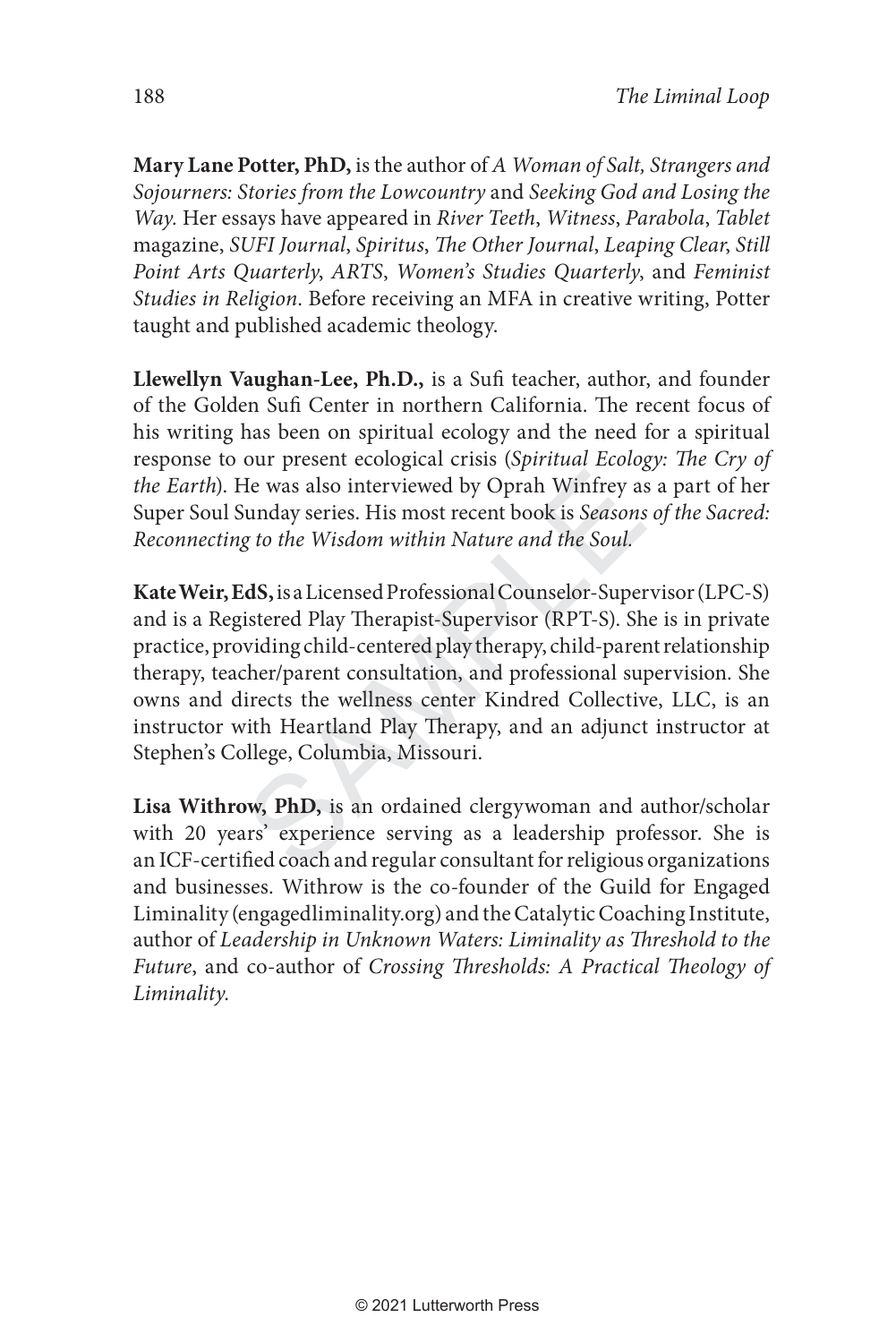**Mary Lane Potter, PhD,** is the author of *A Woman of Salt, Strangers and Sojourners: Stories from the Lowcountry* and *Seeking God and Losing the Way*. Her essays have appeared in *River Teeth*, *Witness*, *Parabola*, *Tablet* magazine, *SUFI Journal*, *Spiritus*, *The Other Journal*, *Leaping Clear*, *Still Point Arts Quarterly*, *ARTS*, *Women's Studies Quarterly*, and *Feminist Studies in Religion*. Before receiving an MFA in creative writing, Potter taught and published academic theology.

**Llewellyn Vaughan-Lee, Ph.D.,** is a Sufi teacher, author, and founder of the Golden Sufi Center in northern California. The recent focus of his writing has been on spiritual ecology and the need for a spiritual response to our present ecological crisis (*Spiritual Ecology: The Cry of the Earth*). He was also interviewed by Oprah Winfrey as a part of her Super Soul Sunday series. His most recent book is *Seasons of the Sacred: Reconnecting to the Wisdom within Nature and the Soul*.

**Kate Weir, EdS,** is a Licensed Professional Counselor-Supervisor (LPC-S) and is a Registered Play Therapist-Supervisor (RPT-S). She is in private practice, providing child-centered play therapy, child-parent relationship therapy, teacher/parent consultation, and professional supervision. She owns and directs the wellness center Kindred Collective, LLC, is an instructor with Heartland Play Therapy, and an adjunct instructor at Stephen's College, Columbia, Missouri.

**Lisa Withrow, PhD,** is an ordained clergywoman and author/scholar with 20 years' experience serving as a leadership professor. She is an ICF-certified coach and regular consultant for religious organizations and businesses. Withrow is the co-founder of the Guild for Engaged Liminality (engagedliminality.org) and the Catalytic Coaching Institute, author of *Leadership in Unknown Waters: Liminality as Threshold to the Future*, and co-author of *Crossing Thresholds: A Practical Theology of Liminality*.